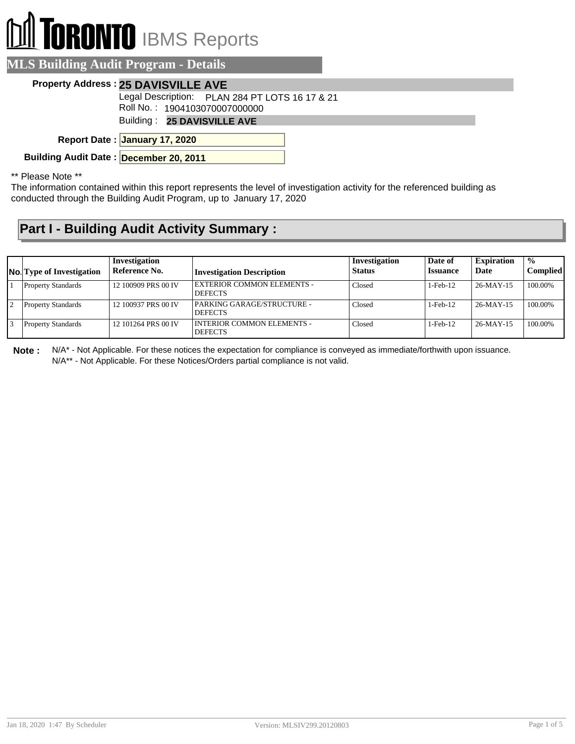# TORONTO IBMS Reports

## MLS Building Audit Program - Details

**Property Address :** **25 DAVISVILLE AVE**

Legal Description: PLAN 284 PT LOTS 16 17 & 21

Roll No. : 1904103070007000000

Building : **25 DAVISVILLE AVE**

**Report Date :** **January 17, 2020**

**Building Audit Date :** **December 20, 2011**

** Please Note **

The information contained within this report represents the level of investigation activity for the referenced building as conducted through the Building Audit Program, up to January 17, 2020

## Part I - Building Audit Activity Summary :

| No. | Type of Investigation | Investigation Reference No. | Investigation Description | Investigation Status | Date of Issuance | Expiration Date | % Complied |
|---|---|---|---|---|---|---|---|
| 1 | Property Standards | 12 100909 PRS 00 IV | EXTERIOR COMMON ELEMENTS - DEFECTS | Closed | 1-Feb-12 | 26-MAY-15 | 100.00% |
| 2 | Property Standards | 12 100937 PRS 00 IV | PARKING GARAGE/STRUCTURE - DEFECTS | Closed | 1-Feb-12 | 26-MAY-15 | 100.00% |
| 3 | Property Standards | 12 101264 PRS 00 IV | INTERIOR COMMON ELEMENTS - DEFECTS | Closed | 1-Feb-12 | 26-MAY-15 | 100.00% |

**Note :** N/A* - Not Applicable. For these notices the expectation for compliance is conveyed as immediate/forthwith upon issuance.
N/A** - Not Applicable. For these Notices/Orders partial compliance is not valid.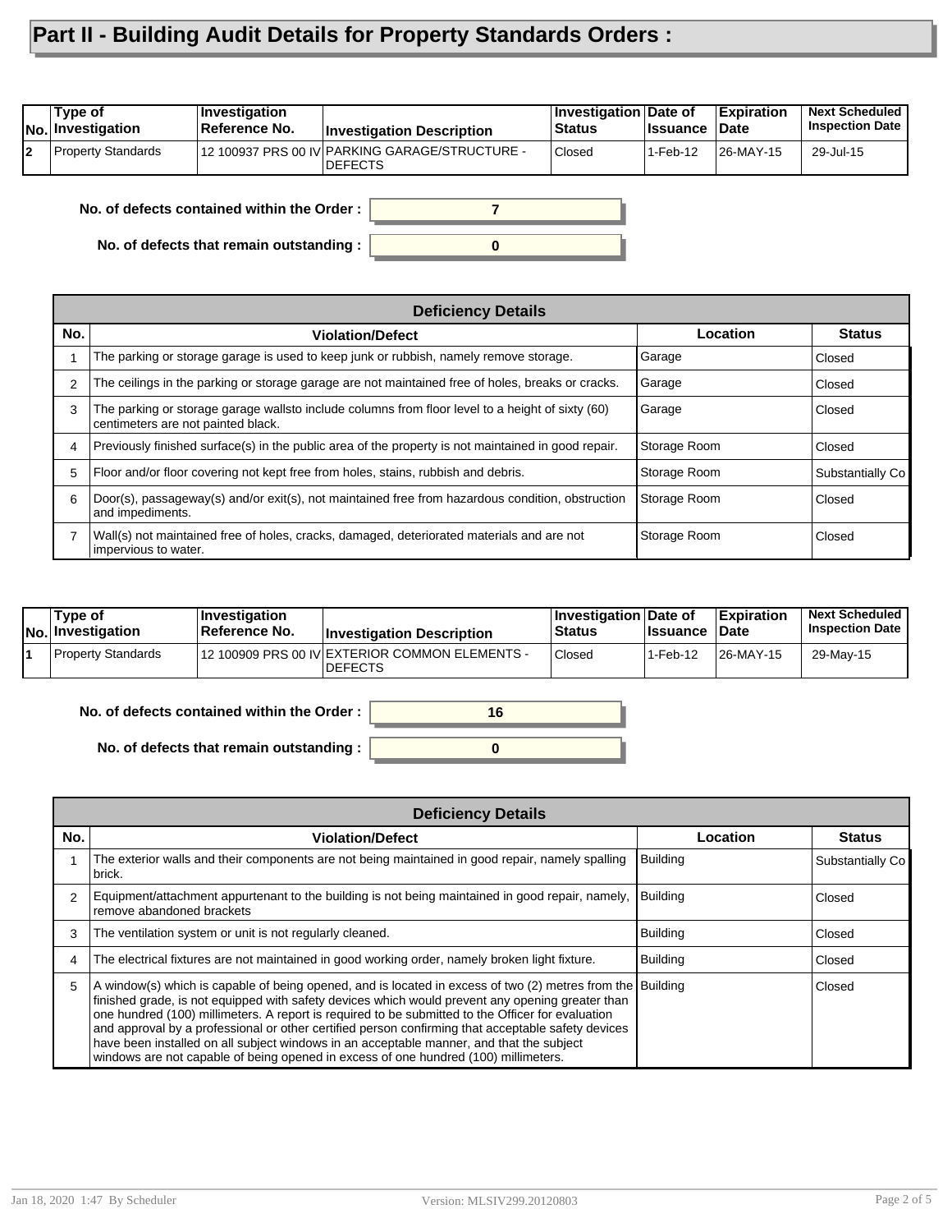# Part II - Building Audit Details for Property Standards Orders :

| No. | Type of Investigation | Investigation Reference No. | Investigation Description | Investigation Status | Date of Issuance | Expiration Date | Next Scheduled Inspection Date |
|---|---|---|---|---|---|---|---|
| 2 | Property Standards | 12 100937 PRS 00 IV | PARKING GARAGE/STRUCTURE - DEFECTS | Closed | 1-Feb-12 | 26-MAY-15 | 29-Jul-15 |

**No. of defects contained within the Order :** 7

**No. of defects that remain outstanding :** 0

| Deficiency Details | | | |
|---|---|---|---|
| **No.** | **Violation/Defect** | **Location** | **Status** |
| 1 | The parking or storage garage is used to keep junk or rubbish, namely remove storage. | Garage | Closed |
| 2 | The ceilings in the parking or storage garage are not maintained free of holes, breaks or cracks. | Garage | Closed |
| 3 | The parking or storage garage wallsto include columns from floor level to a height of sixty (60) centimeters are not painted black. | Garage | Closed |
| 4 | Previously finished surface(s) in the public area of the property is not maintained in good repair. | Storage Room | Closed |
| 5 | Floor and/or floor covering not kept free from holes, stains, rubbish and debris. | Storage Room | Substantially Co |
| 6 | Door(s), passageway(s) and/or exit(s), not maintained free from hazardous condition, obstruction and impediments. | Storage Room | Closed |
| 7 | Wall(s) not maintained free of holes, cracks, damaged, deteriorated materials and are not impervious to water. | Storage Room | Closed |

| No. | Type of Investigation | Investigation Reference No. | Investigation Description | Investigation Status | Date of Issuance | Expiration Date | Next Scheduled Inspection Date |
|---|---|---|---|---|---|---|---|
| 1 | Property Standards | 12 100909 PRS 00 IV | EXTERIOR COMMON ELEMENTS - DEFECTS | Closed | 1-Feb-12 | 26-MAY-15 | 29-May-15 |

**No. of defects contained within the Order :** 16

**No. of defects that remain outstanding :** 0

| Deficiency Details | | | |
|---|---|---|---|
| **No.** | **Violation/Defect** | **Location** | **Status** |
| 1 | The exterior walls and their components are not being maintained in good repair, namely spalling brick. | Building | Substantially Co |
| 2 | Equipment/attachment appurtenant to the building is not being maintained in good repair, namely, remove abandoned brackets | Building | Closed |
| 3 | The ventilation system or unit is not regularly cleaned. | Building | Closed |
| 4 | The electrical fixtures are not maintained in good working order, namely broken light fixture. | Building | Closed |
| 5 | A window(s) which is capable of being opened, and is located in excess of two (2) metres from the finished grade, is not equipped with safety devices which would prevent any opening greater than one hundred (100) millimeters. A report is required to be submitted to the Officer for evaluation and approval by a professional or other certified person confirming that acceptable safety devices have been installed on all subject windows in an acceptable manner, and that the subject windows are not capable of being opened in excess of one hundred (100) millimeters. | Building | Closed |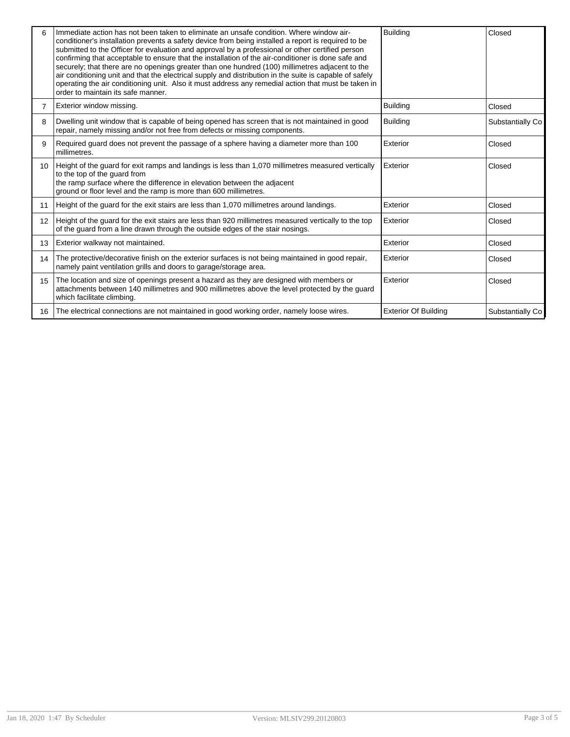| | | | |
|---|---|---|---|
| 6 | Immediate action has not been taken to eliminate an unsafe condition. Where window air-conditioner's installation prevents a safety device from being installed a report is required to be submitted to the Officer for evaluation and approval by a professional or other certified person confirming that acceptable to ensure that the installation of the air-conditioner is done safe and securely; that there are no openings greater than one hundred (100) millimetres adjacent to the air conditioning unit and that the electrical supply and distribution in the suite is capable of safely operating the air conditioning unit. Also it must address any remedial action that must be taken in order to maintain its safe manner. | Building | Closed |
| 7 | Exterior window missing. | Building | Closed |
| 8 | Dwelling unit window that is capable of being opened has screen that is not maintained in good repair, namely missing and/or not free from defects or missing components. | Building | Substantially Co |
| 9 | Required guard does not prevent the passage of a sphere having a diameter more than 100 millimetres. | Exterior | Closed |
| 10 | Height of the guard for exit ramps and landings is less than 1,070 millimetres measured vertically to the top of the guard from the ramp surface where the difference in elevation between the adjacent ground or floor level and the ramp is more than 600 millimetres. | Exterior | Closed |
| 11 | Height of the guard for the exit stairs are less than 1,070 millimetres around landings. | Exterior | Closed |
| 12 | Height of the guard for the exit stairs are less than 920 millimetres measured vertically to the top of the guard from a line drawn through the outside edges of the stair nosings. | Exterior | Closed |
| 13 | Exterior walkway not maintained. | Exterior | Closed |
| 14 | The protective/decorative finish on the exterior surfaces is not being maintained in good repair, namely paint ventilation grills and doors to garage/storage area. | Exterior | Closed |
| 15 | The location and size of openings present a hazard as they are designed with members or attachments between 140 millimetres and 900 millimetres above the level protected by the guard which facilitate climbing. | Exterior | Closed |
| 16 | The electrical connections are not maintained in good working order, namely loose wires. | Exterior Of Building | Substantially Co |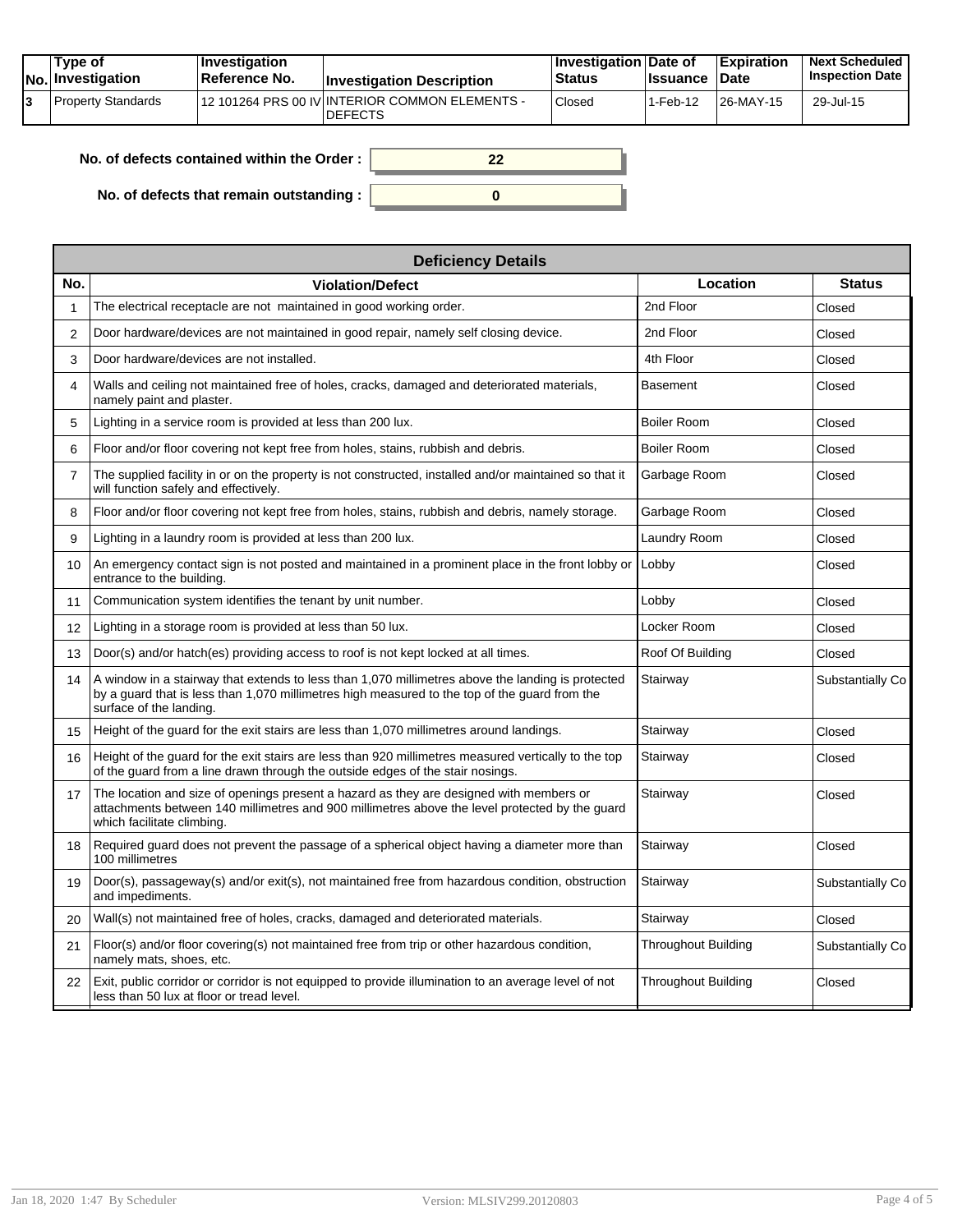| No. | Type of Investigation | Investigation Reference No. | Investigation Description | Investigation Status | Date of Issuance | Expiration Date | Next Scheduled Inspection Date |
|---|---|---|---|---|---|---|---|
| 3 | Property Standards | 12 101264 PRS 00 IV | INTERIOR COMMON ELEMENTS - DEFECTS | Closed | 1-Feb-12 | 26-MAY-15 | 29-Jul-15 |

**No. of defects contained within the Order :** 22

**No. of defects that remain outstanding :** 0

| Deficiency Details | | | |
|---|---|---|---|
| **No.** | **Violation/Defect** | **Location** | **Status** |
| 1 | The electrical receptacle are not maintained in good working order. | 2nd Floor | Closed |
| 2 | Door hardware/devices are not maintained in good repair, namely self closing device. | 2nd Floor | Closed |
| 3 | Door hardware/devices are not installed. | 4th Floor | Closed |
| 4 | Walls and ceiling not maintained free of holes, cracks, damaged and deteriorated materials, namely paint and plaster. | Basement | Closed |
| 5 | Lighting in a service room is provided at less than 200 lux. | Boiler Room | Closed |
| 6 | Floor and/or floor covering not kept free from holes, stains, rubbish and debris. | Boiler Room | Closed |
| 7 | The supplied facility in or on the property is not constructed, installed and/or maintained so that it will function safely and effectively. | Garbage Room | Closed |
| 8 | Floor and/or floor covering not kept free from holes, stains, rubbish and debris, namely storage. | Garbage Room | Closed |
| 9 | Lighting in a laundry room is provided at less than 200 lux. | Laundry Room | Closed |
| 10 | An emergency contact sign is not posted and maintained in a prominent place in the front lobby or entrance to the building. | Lobby | Closed |
| 11 | Communication system identifies the tenant by unit number. | Lobby | Closed |
| 12 | Lighting in a storage room is provided at less than 50 lux. | Locker Room | Closed |
| 13 | Door(s) and/or hatch(es) providing access to roof is not kept locked at all times. | Roof Of Building | Closed |
| 14 | A window in a stairway that extends to less than 1,070 millimetres above the landing is protected by a guard that is less than 1,070 millimetres high measured to the top of the guard from the surface of the landing. | Stairway | Substantially Co |
| 15 | Height of the guard for the exit stairs are less than 1,070 millimetres around landings. | Stairway | Closed |
| 16 | Height of the guard for the exit stairs are less than 920 millimetres measured vertically to the top of the guard from a line drawn through the outside edges of the stair nosings. | Stairway | Closed |
| 17 | The location and size of openings present a hazard as they are designed with members or attachments between 140 millimetres and 900 millimetres above the level protected by the guard which facilitate climbing. | Stairway | Closed |
| 18 | Required guard does not prevent the passage of a spherical object having a diameter more than 100 millimetres | Stairway | Closed |
| 19 | Door(s), passageway(s) and/or exit(s), not maintained free from hazardous condition, obstruction and impediments. | Stairway | Substantially Co |
| 20 | Wall(s) not maintained free of holes, cracks, damaged and deteriorated materials. | Stairway | Closed |
| 21 | Floor(s) and/or floor covering(s) not maintained free from trip or other hazardous condition, namely mats, shoes, etc. | Throughout Building | Substantially Co |
| 22 | Exit, public corridor or corridor is not equipped to provide illumination to an average level of not less than 50 lux at floor or tread level. | Throughout Building | Closed |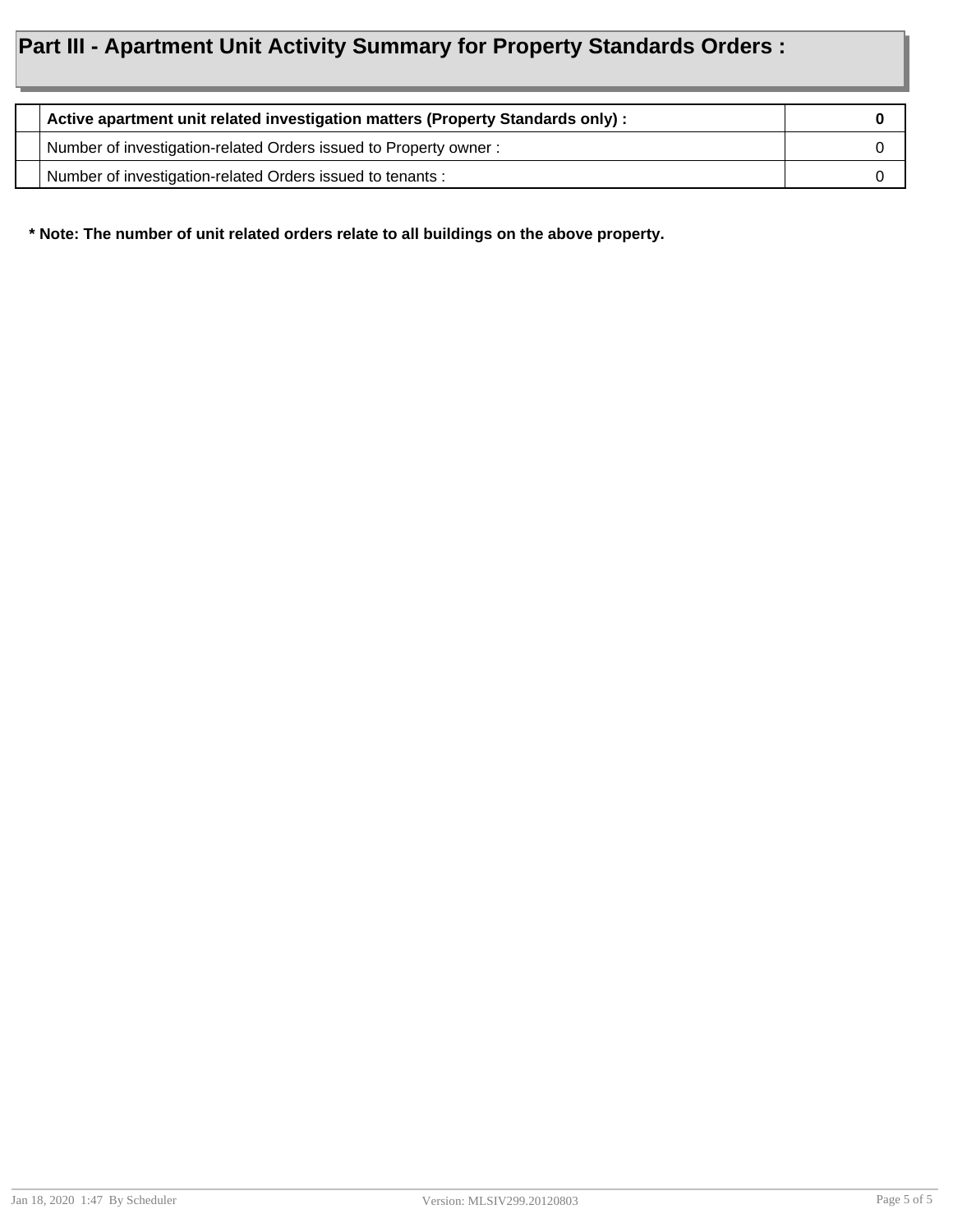# Part III - Apartment Unit Activity Summary for Property Standards Orders :

| | | |
|---|---|---|
| | **Active apartment unit related investigation matters (Property Standards only) :** | **0** |
| | Number of investigation-related Orders issued to Property owner : | 0 |
| | Number of investigation-related Orders issued to tenants : | 0 |

**\* Note: The number of unit related orders relate to all buildings on the above property.**